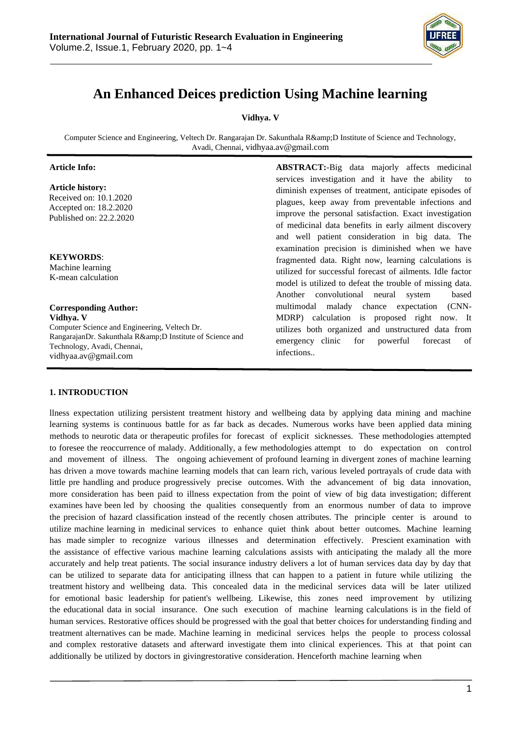# An Enhanced Deices prediction Using Machine learning

**Vidhya. V**

Computer Science and Engineering, Veltech Dr. Rangarajan Dr. Sakunthala R&amp;D Institute of Science and Technology, Avadi, Chennai, vidhyaa.av@gmail.com

**Article Info:**

**Article history:**
Received on: 10.1.2020
Accepted on: 18.2.2020
Published on: 22.2.2020

**KEYWORDS**:
Machine learning
K-mean calculation

**Corresponding Author:**
**Vidhya. V**
Computer Science and Engineering, Veltech Dr. RangarajanDr. Sakunthala R&amp;D Institute of Science and Technology, Avadi, Chennai,
vidhyaa.av@gmail.com

**ABSTRACT:**-Big data majorly affects medicinal services investigation and it have the ability to diminish expenses of treatment, anticipate episodes of plagues, keep away from preventable infections and improve the personal satisfaction. Exact investigation of medicinal data benefits in early ailment discovery and well patient consideration in big data. The examination precision is diminished when we have fragmented data. Right now, learning calculations is utilized for successful forecast of ailments. Idle factor model is utilized to defeat the trouble of missing data. Another convolutional neural system based multimodal malady chance expectation (CNN-MDRP) calculation is proposed right now. It utilizes both organized and unstructured data from emergency clinic for powerful forecast of infections..

## 1. INTRODUCTION

llness expectation utilizing persistent treatment history and wellbeing data by applying data mining and machine learning systems is continuous battle for as far back as decades. Numerous works have been applied data mining methods to neurotic data or therapeutic profiles for forecast of explicit sicknesses. These methodologies attempted to foresee the reoccurrence of malady. Additionally, a few methodologies attempt to do expectation on control and movement of illness. The ongoing achievement of profound learning in divergent zones of machine learning has driven a move towards machine learning models that can learn rich, various leveled portrayals of crude data with little pre handling and produce progressively precise outcomes. With the advancement of big data innovation, more consideration has been paid to illness expectation from the point of view of big data investigation; different examines have been led by choosing the qualities consequently from an enormous number of data to improve the precision of hazard classification instead of the recently chosen attributes. The principle center is around to utilize machine learning in medicinal services to enhance quiet think about better outcomes. Machine learning has made simpler to recognize various illnesses and determination effectively. Prescient examination with the assistance of effective various machine learning calculations assists with anticipating the malady all the more accurately and help treat patients. The social insurance industry delivers a lot of human services data day by day that can be utilized to separate data for anticipating illness that can happen to a patient in future while utilizing the treatment history and wellbeing data. This concealed data in the medicinal services data will be later utilized for emotional basic leadership for patient's wellbeing. Likewise, this zones need improvement by utilizing the educational data in social insurance. One such execution of machine learning calculations is in the field of human services. Restorative offices should be progressed with the goal that better choices for understanding finding and treatment alternatives can be made. Machine learning in medicinal services helps the people to process colossal and complex restorative datasets and afterward investigate them into clinical experiences. This at that point can additionally be utilized by doctors in givingrestorative consideration. Henceforth machine learning when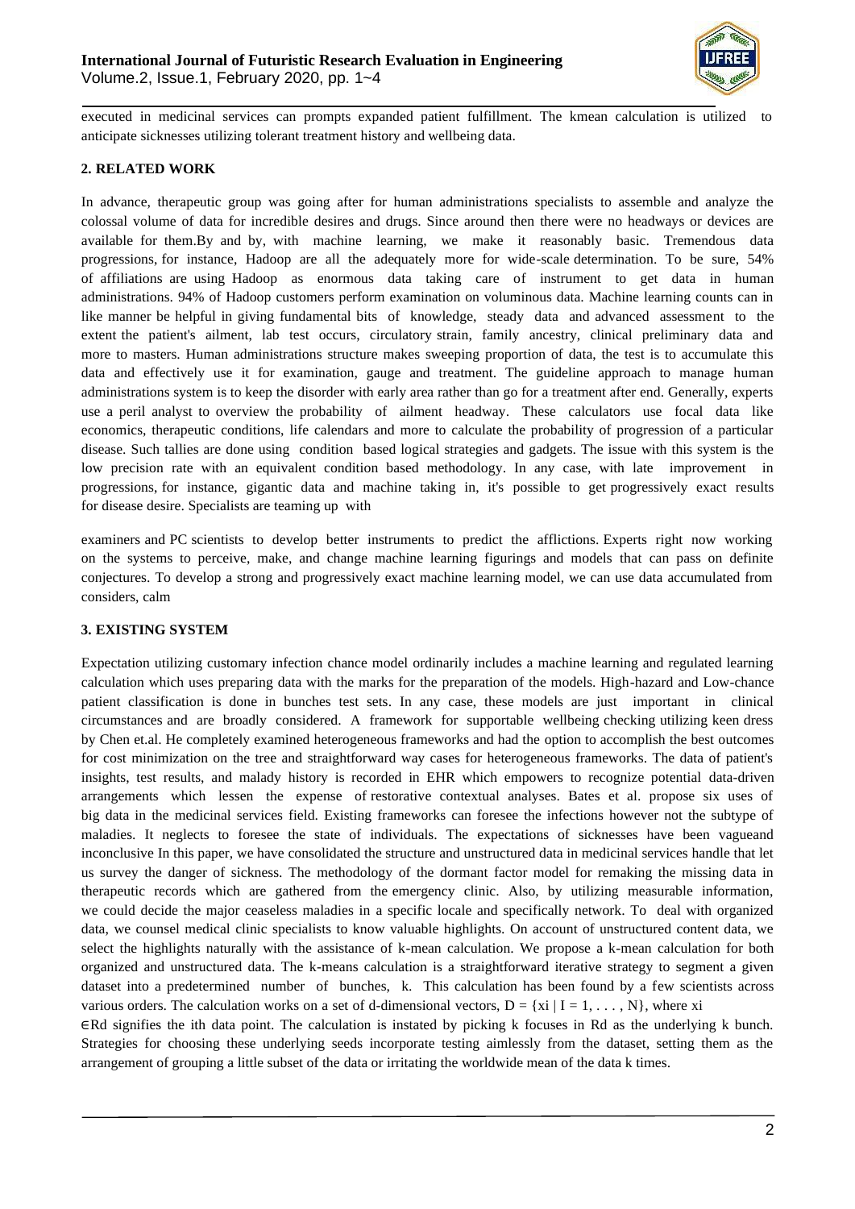executed in medicinal services can prompts expanded patient fulfillment. The kmean calculation is utilized to anticipate sicknesses utilizing tolerant treatment history and wellbeing data.

## 2. RELATED WORK

In advance, therapeutic group was going after for human administrations specialists to assemble and analyze the colossal volume of data for incredible desires and drugs. Since around then there were no headways or devices are available for them.By and by, with machine learning, we make it reasonably basic. Tremendous data progressions, for instance, Hadoop are all the adequately more for wide-scale determination. To be sure, 54% of affiliations are using Hadoop as enormous data taking care of instrument to get data in human administrations. 94% of Hadoop customers perform examination on voluminous data. Machine learning counts can in like manner be helpful in giving fundamental bits of knowledge, steady data and advanced assessment to the extent the patient's ailment, lab test occurs, circulatory strain, family ancestry, clinical preliminary data and more to masters. Human administrations structure makes sweeping proportion of data, the test is to accumulate this data and effectively use it for examination, gauge and treatment. The guideline approach to manage human administrations system is to keep the disorder with early area rather than go for a treatment after end. Generally, experts use a peril analyst to overview the probability of ailment headway. These calculators use focal data like economics, therapeutic conditions, life calendars and more to calculate the probability of progression of a particular disease. Such tallies are done using condition based logical strategies and gadgets. The issue with this system is the low precision rate with an equivalent condition based methodology. In any case, with late improvement in progressions, for instance, gigantic data and machine taking in, it's possible to get progressively exact results for disease desire. Specialists are teaming up with

examiners and PC scientists to develop better instruments to predict the afflictions. Experts right now working on the systems to perceive, make, and change machine learning figurings and models that can pass on definite conjectures. To develop a strong and progressively exact machine learning model, we can use data accumulated from considers, calm

## 3. EXISTING SYSTEM

Expectation utilizing customary infection chance model ordinarily includes a machine learning and regulated learning calculation which uses preparing data with the marks for the preparation of the models. High-hazard and Low-chance patient classification is done in bunches test sets. In any case, these models are just important in clinical circumstances and are broadly considered. A framework for supportable wellbeing checking utilizing keen dress by Chen et.al. He completely examined heterogeneous frameworks and had the option to accomplish the best outcomes for cost minimization on the tree and straightforward way cases for heterogeneous frameworks. The data of patient's insights, test results, and malady history is recorded in EHR which empowers to recognize potential data-driven arrangements which lessen the expense of restorative contextual analyses. Bates et al. propose six uses of big data in the medicinal services field. Existing frameworks can foresee the infections however not the subtype of maladies. It neglects to foresee the state of individuals. The expectations of sicknesses have been vagueand inconclusive In this paper, we have consolidated the structure and unstructured data in medicinal services handle that let us survey the danger of sickness. The methodology of the dormant factor model for remaking the missing data in therapeutic records which are gathered from the emergency clinic. Also, by utilizing measurable information, we could decide the major ceaseless maladies in a specific locale and specifically network. To deal with organized data, we counsel medical clinic specialists to know valuable highlights. On account of unstructured content data, we select the highlights naturally with the assistance of k-mean calculation. We propose a k-mean calculation for both organized and unstructured data. The k-means calculation is a straightforward iterative strategy to segment a given dataset into a predetermined number of bunches, k. This calculation has been found by a few scientists across various orders. The calculation works on a set of d-dimensional vectors, $D = \{x_i \mid I = 1, \ldots, N\}$, where $x_i \in R^d$ signifies the ith data point. The calculation is instated by picking k focuses in $R^d$ as the underlying k bunch. Strategies for choosing these underlying seeds incorporate testing aimlessly from the dataset, setting them as the arrangement of grouping a little subset of the data or irritating the worldwide mean of the data k times.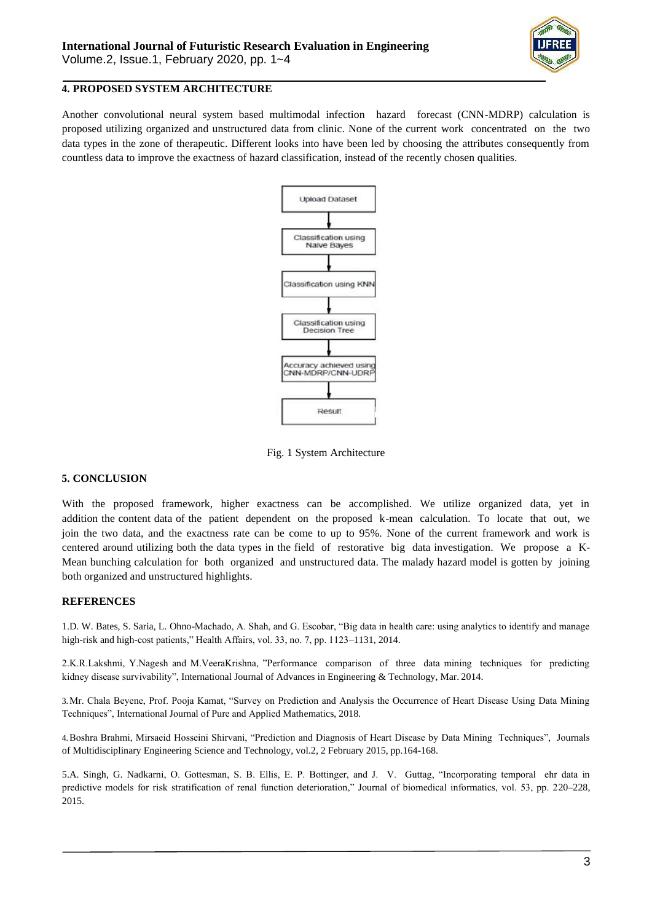## 4. PROPOSED SYSTEM ARCHITECTURE

Another convolutional neural system based multimodal infection hazard forecast (CNN-MDRP) calculation is proposed utilizing organized and unstructured data from clinic. None of the current work concentrated on the two data types in the zone of therapeutic. Different looks into have been led by choosing the attributes consequently from countless data to improve the exactness of hazard classification, instead of the recently chosen qualities.

Fig. 1 System Architecture

## 5. CONCLUSION

With the proposed framework, higher exactness can be accomplished. We utilize organized data, yet in addition the content data of the patient dependent on the proposed k-mean calculation. To locate that out, we join the two data, and the exactness rate can be come to up to 95%. None of the current framework and work is centered around utilizing both the data types in the field of restorative big data investigation. We propose a K-Mean bunching calculation for both organized and unstructured data. The malady hazard model is gotten by joining both organized and unstructured highlights.

## REFERENCES

1.D. W. Bates, S. Saria, L. Ohno-Machado, A. Shah, and G. Escobar, "Big data in health care: using analytics to identify and manage high-risk and high-cost patients," Health Affairs, vol. 33, no. 7, pp. 1123–1131, 2014.

2.K.R.Lakshmi, Y.Nagesh and M.VeeraKrishna, "Performance comparison of three data mining techniques for predicting kidney disease survivability", International Journal of Advances in Engineering & Technology, Mar. 2014.

3.Mr. Chala Beyene, Prof. Pooja Kamat, "Survey on Prediction and Analysis the Occurrence of Heart Disease Using Data Mining Techniques", International Journal of Pure and Applied Mathematics, 2018.

4.Boshra Brahmi, Mirsaeid Hosseini Shirvani, "Prediction and Diagnosis of Heart Disease by Data Mining Techniques", Journals of Multidisciplinary Engineering Science and Technology, vol.2, 2 February 2015, pp.164-168.

5.A. Singh, G. Nadkarni, O. Gottesman, S. B. Ellis, E. P. Bottinger, and J. V. Guttag, "Incorporating temporal ehr data in predictive models for risk stratification of renal function deterioration," Journal of biomedical informatics, vol. 53, pp. 220–228, 2015.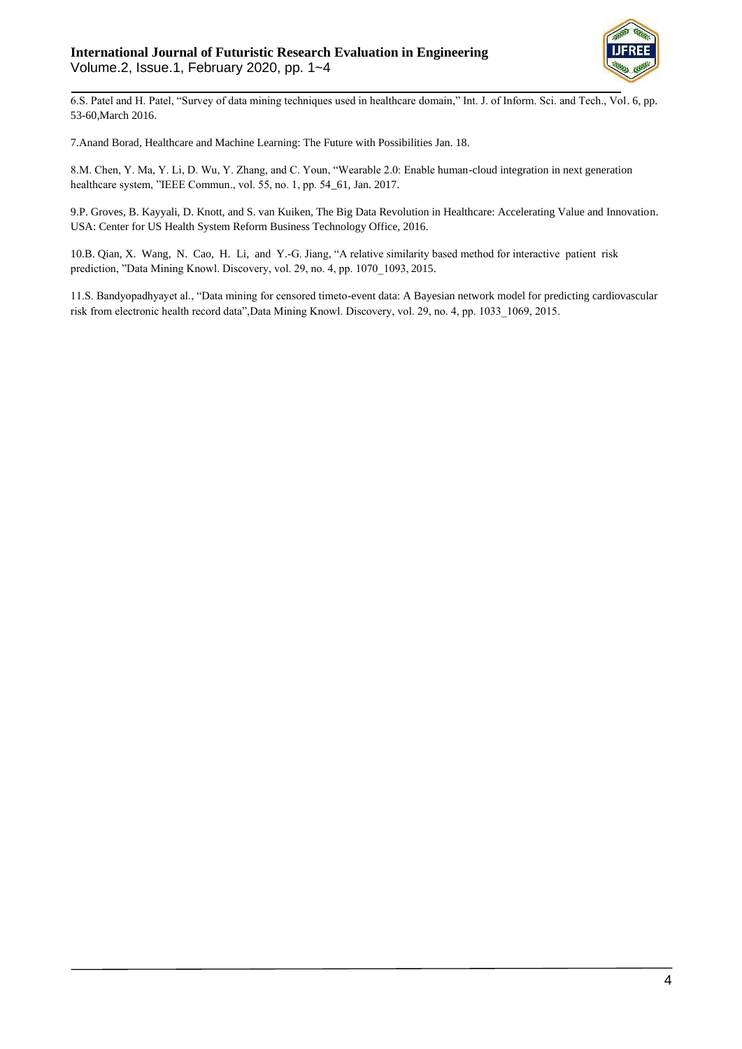6.S. Patel and H. Patel, "Survey of data mining techniques used in healthcare domain," Int. J. of Inform. Sci. and Tech., Vol. 6, pp. 53-60,March 2016.

7.Anand Borad, Healthcare and Machine Learning: The Future with Possibilities Jan. 18.

8.M. Chen, Y. Ma, Y. Li, D. Wu, Y. Zhang, and C. Youn, "Wearable 2.0: Enable human-cloud integration in next generation healthcare system, "IEEE Commun., vol. 55, no. 1, pp. 54_61, Jan. 2017.

9.P. Groves, B. Kayyali, D. Knott, and S. van Kuiken, The Big Data Revolution in Healthcare: Accelerating Value and Innovation. USA: Center for US Health System Reform Business Technology Office, 2016.

10.B. Qian, X. Wang, N. Cao, H. Li, and Y.-G. Jiang, "A relative similarity based method for interactive patient risk prediction, "Data Mining Knowl. Discovery, vol. 29, no. 4, pp. 1070_1093, 2015.

11.S. Bandyopadhyayet al., "Data mining for censored timeto-event data: A Bayesian network model for predicting cardiovascular risk from electronic health record data",Data Mining Knowl. Discovery, vol. 29, no. 4, pp. 1033_1069, 2015.